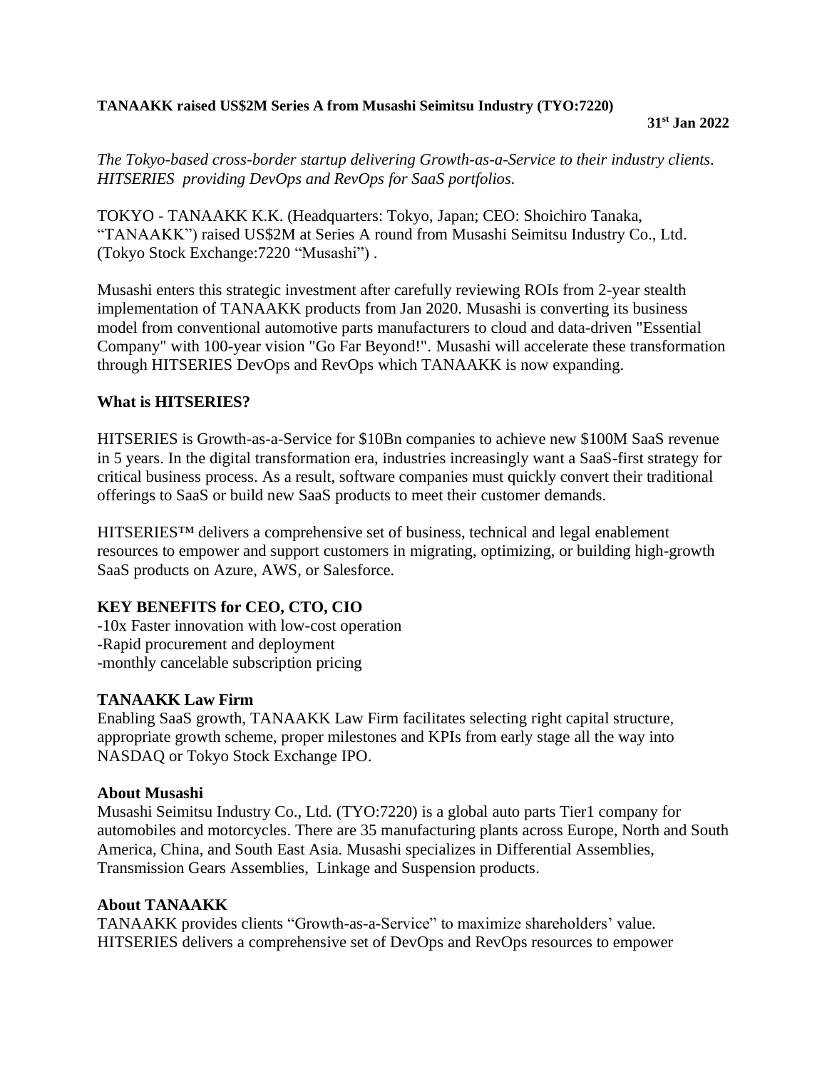**TANAAKK raised US$2M Series A from Musashi Seimitsu Industry (TYO:7220)**

**31st Jan 2022**

*The Tokyo-based cross-border startup delivering Growth-as-a-Service to their industry clients. HITSERIES providing DevOps and RevOps for SaaS portfolios.*

TOKYO - TANAAKK K.K. (Headquarters: Tokyo, Japan; CEO: Shoichiro Tanaka, "TANAAKK") raised US$2M at Series A round from Musashi Seimitsu Industry Co., Ltd. (Tokyo Stock Exchange:7220 "Musashi") .

Musashi enters this strategic investment after carefully reviewing ROIs from 2-year stealth implementation of TANAAKK products from Jan 2020. Musashi is converting its business model from conventional automotive parts manufacturers to cloud and data-driven "Essential Company" with 100-year vision "Go Far Beyond!". Musashi will accelerate these transformation through HITSERIES DevOps and RevOps which TANAAKK is now expanding.

## What is HITSERIES?

HITSERIES is Growth-as-a-Service for $10Bn companies to achieve new $100M SaaS revenue in 5 years. In the digital transformation era, industries increasingly want a SaaS-first strategy for critical business process. As a result, software companies must quickly convert their traditional offerings to SaaS or build new SaaS products to meet their customer demands.

HITSERIES™ delivers a comprehensive set of business, technical and legal enablement resources to empower and support customers in migrating, optimizing, or building high-growth SaaS products on Azure, AWS, or Salesforce.

## KEY BENEFITS for CEO, CTO, CIO

-10x Faster innovation with low-cost operation
-Rapid procurement and deployment
-monthly cancelable subscription pricing

## TANAAKK Law Firm

Enabling SaaS growth, TANAAKK Law Firm facilitates selecting right capital structure, appropriate growth scheme, proper milestones and KPIs from early stage all the way into NASDAQ or Tokyo Stock Exchange IPO.

## About Musashi

Musashi Seimitsu Industry Co., Ltd. (TYO:7220) is a global auto parts Tier1 company for automobiles and motorcycles. There are 35 manufacturing plants across Europe, North and South America, China, and South East Asia. Musashi specializes in Differential Assemblies, Transmission Gears Assemblies, Linkage and Suspension products.

## About TANAAKK

TANAAKK provides clients "Growth-as-a-Service" to maximize shareholders' value. HITSERIES delivers a comprehensive set of DevOps and RevOps resources to empower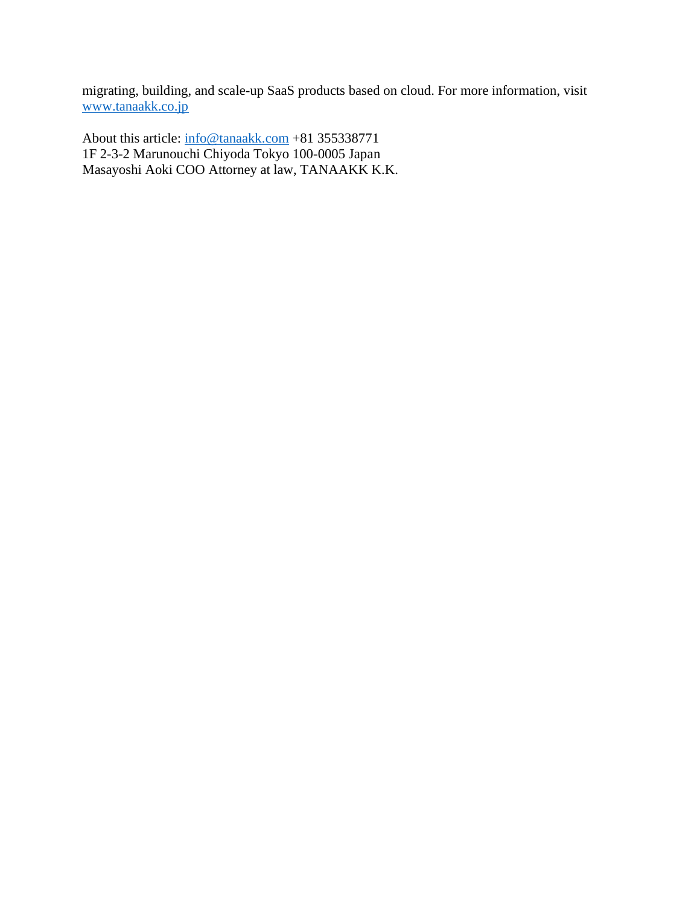migrating, building, and scale-up SaaS products based on cloud. For more information, visit www.tanaakk.co.jp

About this article: info@tanaakk.com +81 355338771
1F 2-3-2 Marunouchi Chiyoda Tokyo 100-0005 Japan
Masayoshi Aoki COO Attorney at law, TANAAKK K.K.